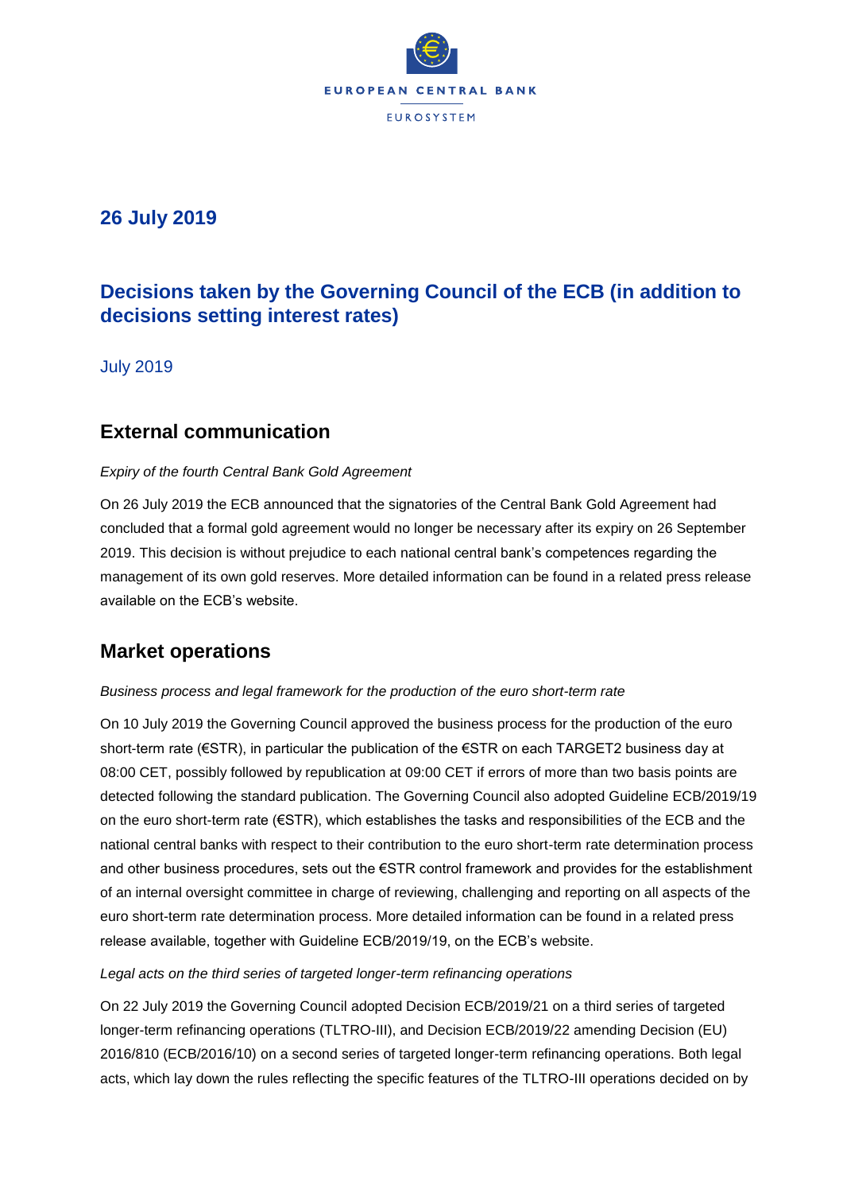## 26 July 2019

# Decisions taken by the Governing Council of the ECB (in addition to decisions setting interest rates)

July 2019

## External communication

*Expiry of the fourth Central Bank Gold Agreement*

On 26 July 2019 the ECB announced that the signatories of the Central Bank Gold Agreement had concluded that a formal gold agreement would no longer be necessary after its expiry on 26 September 2019. This decision is without prejudice to each national central bank's competences regarding the management of its own gold reserves. More detailed information can be found in a related press release available on the ECB's website.

## Market operations

*Business process and legal framework for the production of the euro short-term rate*

On 10 July 2019 the Governing Council approved the business process for the production of the euro short-term rate (€STR), in particular the publication of the €STR on each TARGET2 business day at 08:00 CET, possibly followed by republication at 09:00 CET if errors of more than two basis points are detected following the standard publication. The Governing Council also adopted Guideline ECB/2019/19 on the euro short-term rate (€STR), which establishes the tasks and responsibilities of the ECB and the national central banks with respect to their contribution to the euro short-term rate determination process and other business procedures, sets out the €STR control framework and provides for the establishment of an internal oversight committee in charge of reviewing, challenging and reporting on all aspects of the euro short-term rate determination process. More detailed information can be found in a related press release available, together with Guideline ECB/2019/19, on the ECB's website.

*Legal acts on the third series of targeted longer-term refinancing operations*

On 22 July 2019 the Governing Council adopted Decision ECB/2019/21 on a third series of targeted longer-term refinancing operations (TLTRO-III), and Decision ECB/2019/22 amending Decision (EU) 2016/810 (ECB/2016/10) on a second series of targeted longer-term refinancing operations. Both legal acts, which lay down the rules reflecting the specific features of the TLTRO-III operations decided on by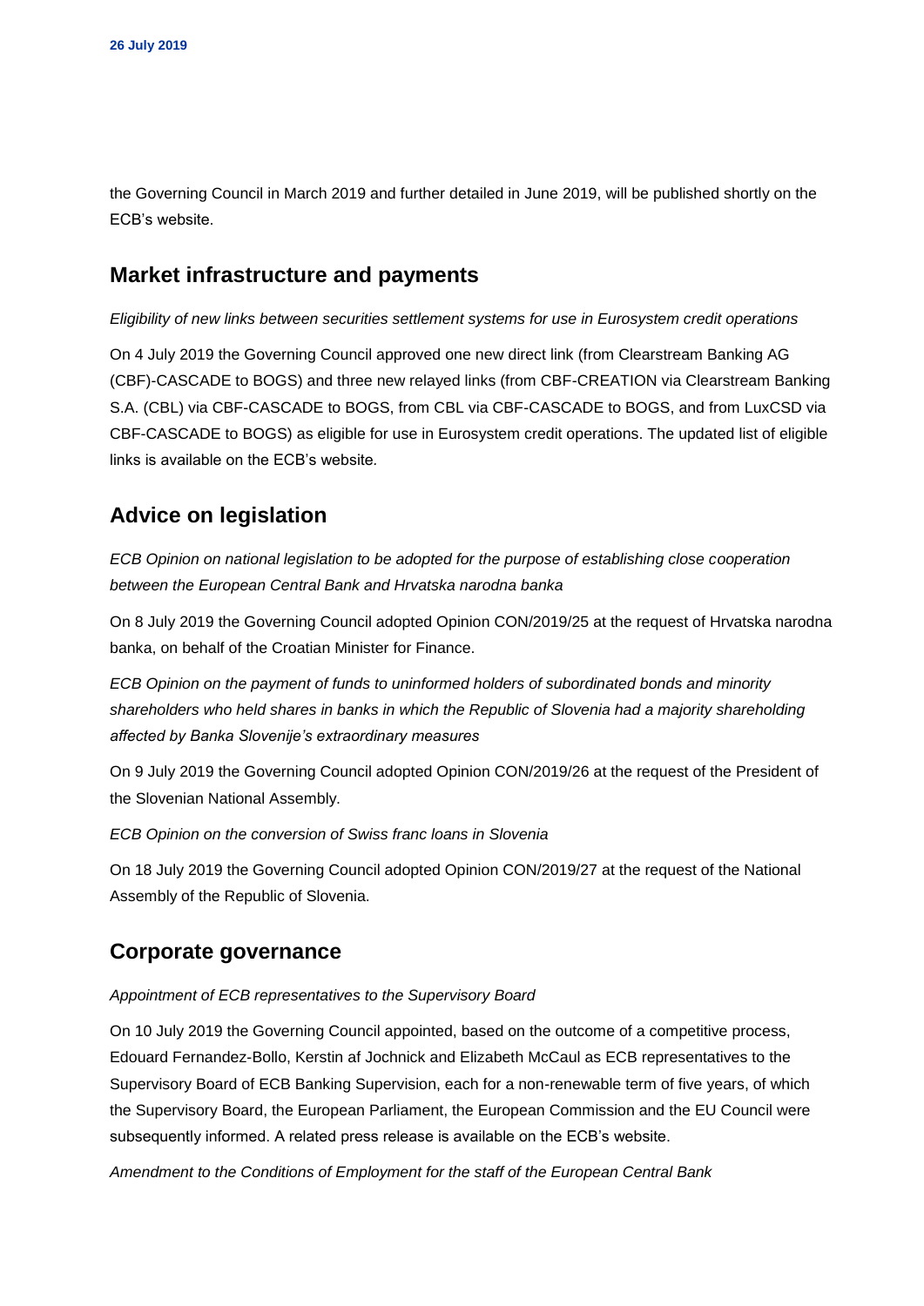the Governing Council in March 2019 and further detailed in June 2019, will be published shortly on the ECB's website.

## Market infrastructure and payments

*Eligibility of new links between securities settlement systems for use in Eurosystem credit operations*

On 4 July 2019 the Governing Council approved one new direct link (from Clearstream Banking AG (CBF)-CASCADE to BOGS) and three new relayed links (from CBF-CREATION via Clearstream Banking S.A. (CBL) via CBF-CASCADE to BOGS, from CBL via CBF-CASCADE to BOGS, and from LuxCSD via CBF-CASCADE to BOGS) as eligible for use in Eurosystem credit operations. The updated list of eligible links is available on the ECB's website.

## Advice on legislation

*ECB Opinion on national legislation to be adopted for the purpose of establishing close cooperation between the European Central Bank and Hrvatska narodna banka*

On 8 July 2019 the Governing Council adopted Opinion CON/2019/25 at the request of Hrvatska narodna banka, on behalf of the Croatian Minister for Finance.

*ECB Opinion on the payment of funds to uninformed holders of subordinated bonds and minority shareholders who held shares in banks in which the Republic of Slovenia had a majority shareholding affected by Banka Slovenije's extraordinary measures*

On 9 July 2019 the Governing Council adopted Opinion CON/2019/26 at the request of the President of the Slovenian National Assembly.

*ECB Opinion on the conversion of Swiss franc loans in Slovenia*

On 18 July 2019 the Governing Council adopted Opinion CON/2019/27 at the request of the National Assembly of the Republic of Slovenia.

## Corporate governance

*Appointment of ECB representatives to the Supervisory Board*

On 10 July 2019 the Governing Council appointed, based on the outcome of a competitive process, Edouard Fernandez-Bollo, Kerstin af Jochnick and Elizabeth McCaul as ECB representatives to the Supervisory Board of ECB Banking Supervision, each for a non-renewable term of five years, of which the Supervisory Board, the European Parliament, the European Commission and the EU Council were subsequently informed. A related press release is available on the ECB's website.

*Amendment to the Conditions of Employment for the staff of the European Central Bank*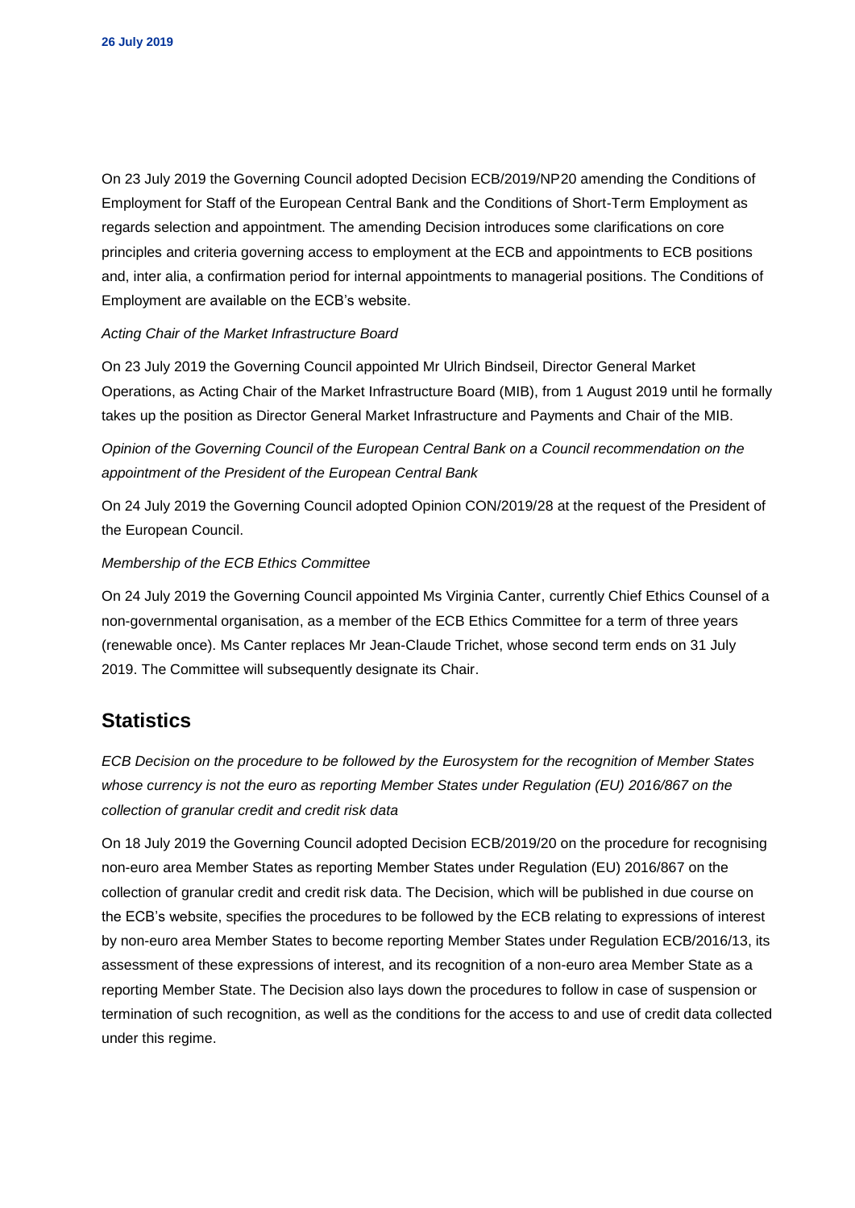On 23 July 2019 the Governing Council adopted Decision ECB/2019/NP20 amending the Conditions of Employment for Staff of the European Central Bank and the Conditions of Short-Term Employment as regards selection and appointment. The amending Decision introduces some clarifications on core principles and criteria governing access to employment at the ECB and appointments to ECB positions and, inter alia, a confirmation period for internal appointments to managerial positions. The Conditions of Employment are available on the ECB's website.

*Acting Chair of the Market Infrastructure Board*

On 23 July 2019 the Governing Council appointed Mr Ulrich Bindseil, Director General Market Operations, as Acting Chair of the Market Infrastructure Board (MIB), from 1 August 2019 until he formally takes up the position as Director General Market Infrastructure and Payments and Chair of the MIB.

*Opinion of the Governing Council of the European Central Bank on a Council recommendation on the appointment of the President of the European Central Bank*

On 24 July 2019 the Governing Council adopted Opinion CON/2019/28 at the request of the President of the European Council.

*Membership of the ECB Ethics Committee*

On 24 July 2019 the Governing Council appointed Ms Virginia Canter, currently Chief Ethics Counsel of a non-governmental organisation, as a member of the ECB Ethics Committee for a term of three years (renewable once). Ms Canter replaces Mr Jean-Claude Trichet, whose second term ends on 31 July 2019. The Committee will subsequently designate its Chair.

## Statistics

*ECB Decision on the procedure to be followed by the Eurosystem for the recognition of Member States whose currency is not the euro as reporting Member States under Regulation (EU) 2016/867 on the collection of granular credit and credit risk data*

On 18 July 2019 the Governing Council adopted Decision ECB/2019/20 on the procedure for recognising non-euro area Member States as reporting Member States under Regulation (EU) 2016/867 on the collection of granular credit and credit risk data. The Decision, which will be published in due course on the ECB's website, specifies the procedures to be followed by the ECB relating to expressions of interest by non-euro area Member States to become reporting Member States under Regulation ECB/2016/13, its assessment of these expressions of interest, and its recognition of a non-euro area Member State as a reporting Member State. The Decision also lays down the procedures to follow in case of suspension or termination of such recognition, as well as the conditions for the access to and use of credit data collected under this regime.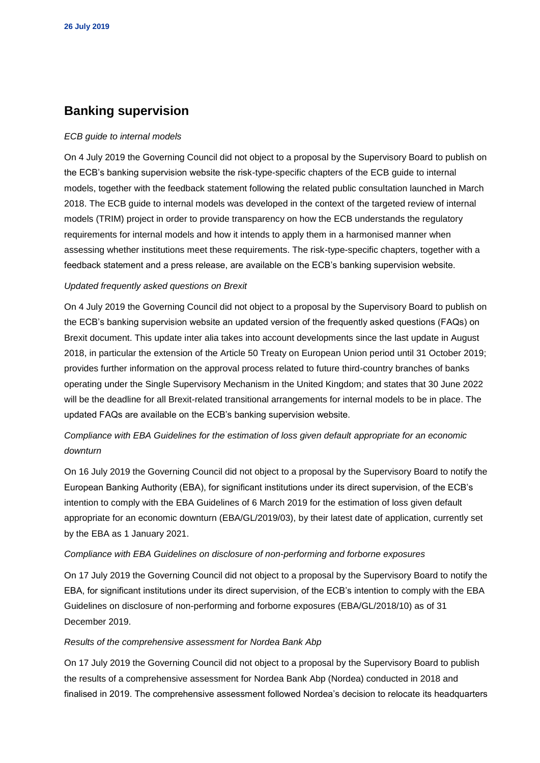**26 July 2019**

## Banking supervision

*ECB guide to internal models*

On 4 July 2019 the Governing Council did not object to a proposal by the Supervisory Board to publish on the ECB's banking supervision website the risk-type-specific chapters of the ECB guide to internal models, together with the feedback statement following the related public consultation launched in March 2018. The ECB guide to internal models was developed in the context of the targeted review of internal models (TRIM) project in order to provide transparency on how the ECB understands the regulatory requirements for internal models and how it intends to apply them in a harmonised manner when assessing whether institutions meet these requirements. The risk-type-specific chapters, together with a feedback statement and a press release, are available on the ECB's banking supervision website.

*Updated frequently asked questions on Brexit*

On 4 July 2019 the Governing Council did not object to a proposal by the Supervisory Board to publish on the ECB's banking supervision website an updated version of the frequently asked questions (FAQs) on Brexit document. This update inter alia takes into account developments since the last update in August 2018, in particular the extension of the Article 50 Treaty on European Union period until 31 October 2019; provides further information on the approval process related to future third-country branches of banks operating under the Single Supervisory Mechanism in the United Kingdom; and states that 30 June 2022 will be the deadline for all Brexit-related transitional arrangements for internal models to be in place. The updated FAQs are available on the ECB's banking supervision website.

*Compliance with EBA Guidelines for the estimation of loss given default appropriate for an economic downturn*

On 16 July 2019 the Governing Council did not object to a proposal by the Supervisory Board to notify the European Banking Authority (EBA), for significant institutions under its direct supervision, of the ECB's intention to comply with the EBA Guidelines of 6 March 2019 for the estimation of loss given default appropriate for an economic downturn (EBA/GL/2019/03), by their latest date of application, currently set by the EBA as 1 January 2021.

*Compliance with EBA Guidelines on disclosure of non-performing and forborne exposures*

On 17 July 2019 the Governing Council did not object to a proposal by the Supervisory Board to notify the EBA, for significant institutions under its direct supervision, of the ECB's intention to comply with the EBA Guidelines on disclosure of non-performing and forborne exposures (EBA/GL/2018/10) as of 31 December 2019.

*Results of the comprehensive assessment for Nordea Bank Abp*

On 17 July 2019 the Governing Council did not object to a proposal by the Supervisory Board to publish the results of a comprehensive assessment for Nordea Bank Abp (Nordea) conducted in 2018 and finalised in 2019. The comprehensive assessment followed Nordea's decision to relocate its headquarters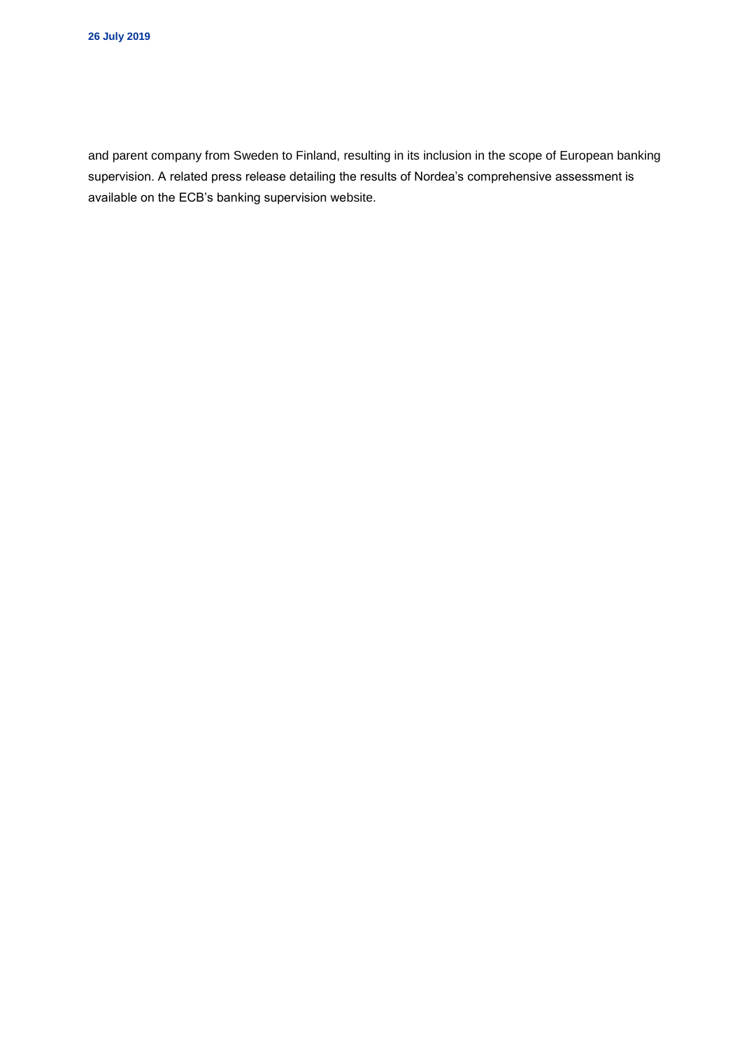and parent company from Sweden to Finland, resulting in its inclusion in the scope of European banking supervision. A related press release detailing the results of Nordea's comprehensive assessment is available on the ECB's banking supervision website.